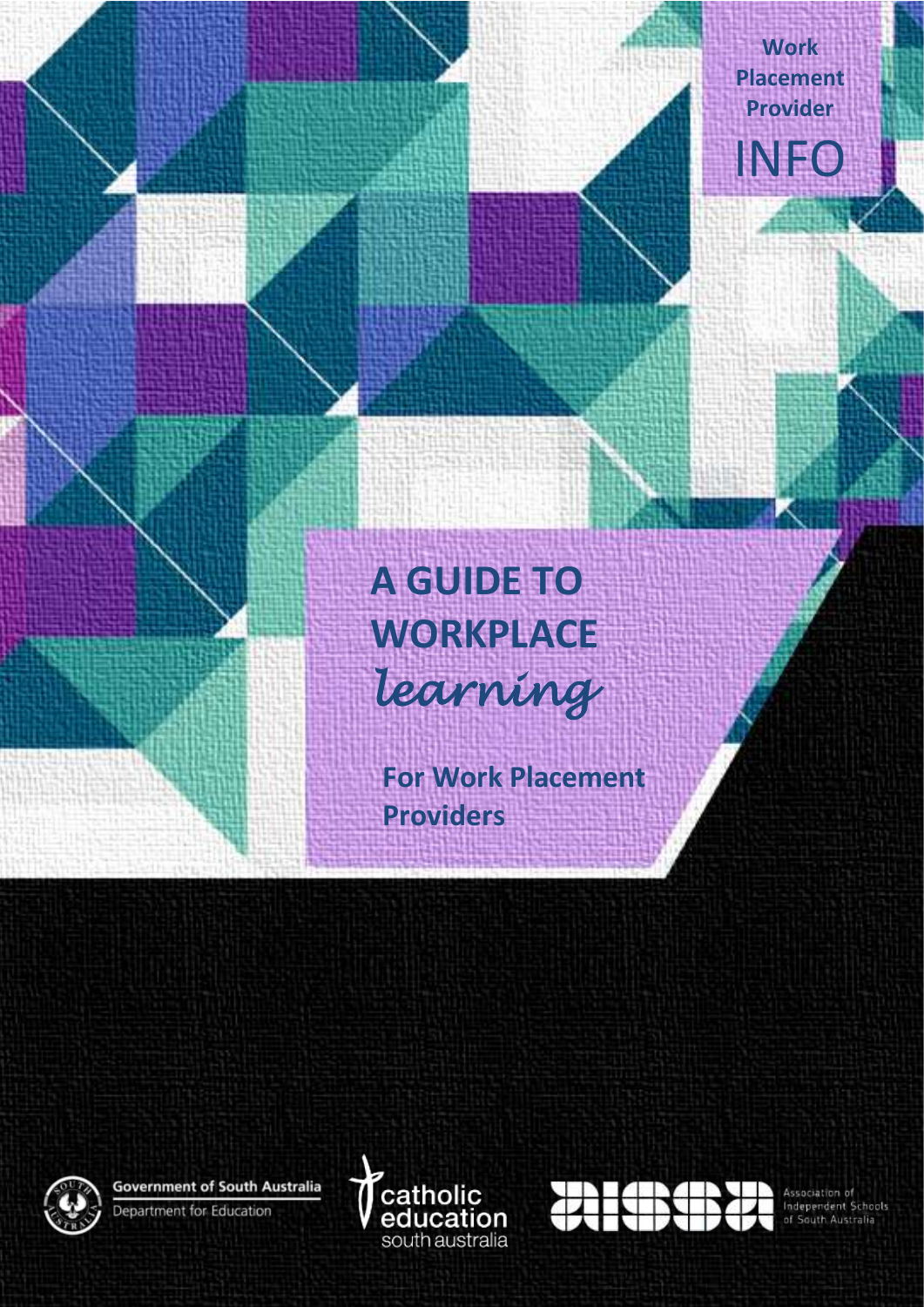Work Placement Provider

INFO

# A GUIDE TO WORKPLACE *learning*

**For Work Placement Providers**

Government of South Australia
Department for Education

catholic education
south australia

Association of Independent Schools of South Australia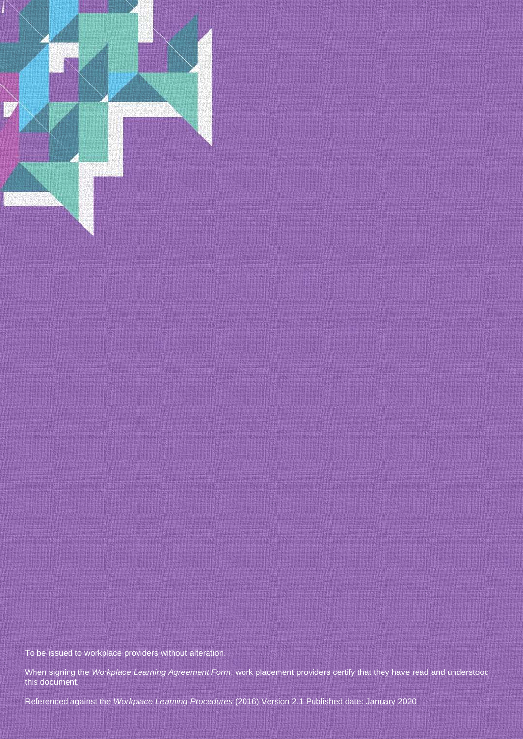To be issued to workplace providers without alteration.

When signing the *Workplace Learning Agreement Form*, work placement providers certify that they have read and understood this document.

Referenced against the *Workplace Learning Procedures* (2016) Version 2.1 Published date: January 2020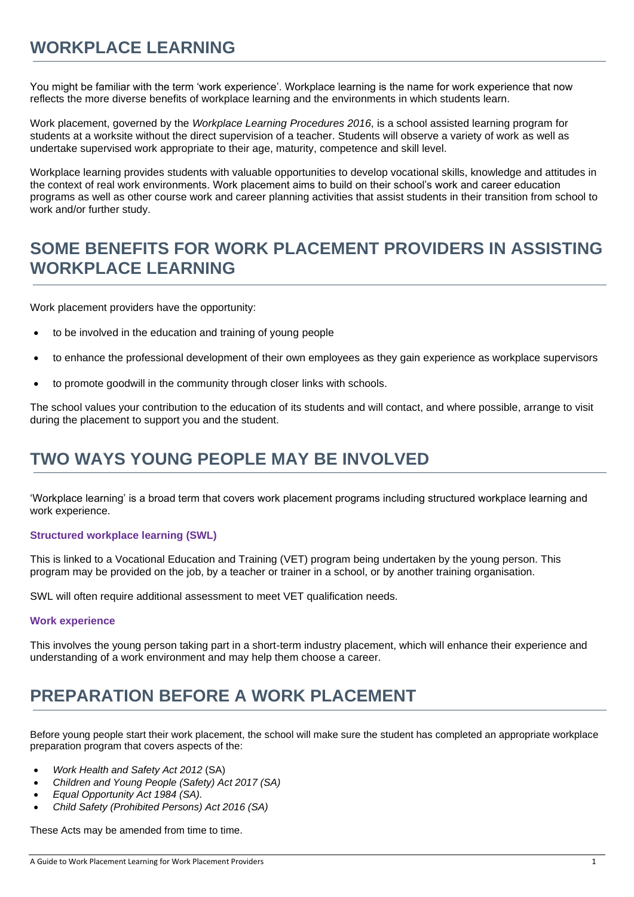# WORKPLACE LEARNING

You might be familiar with the term 'work experience'. Workplace learning is the name for work experience that now reflects the more diverse benefits of workplace learning and the environments in which students learn.

Work placement, governed by the *Workplace Learning Procedures 2016*, is a school assisted learning program for students at a worksite without the direct supervision of a teacher. Students will observe a variety of work as well as undertake supervised work appropriate to their age, maturity, competence and skill level.

Workplace learning provides students with valuable opportunities to develop vocational skills, knowledge and attitudes in the context of real work environments. Work placement aims to build on their school's work and career education programs as well as other course work and career planning activities that assist students in their transition from school to work and/or further study.

# SOME BENEFITS FOR WORK PLACEMENT PROVIDERS IN ASSISTING WORKPLACE LEARNING

Work placement providers have the opportunity:

- to be involved in the education and training of young people
- to enhance the professional development of their own employees as they gain experience as workplace supervisors
- to promote goodwill in the community through closer links with schools.

The school values your contribution to the education of its students and will contact, and where possible, arrange to visit during the placement to support you and the student.

# TWO WAYS YOUNG PEOPLE MAY BE INVOLVED

'Workplace learning' is a broad term that covers work placement programs including structured workplace learning and work experience.

### Structured workplace learning (SWL)

This is linked to a Vocational Education and Training (VET) program being undertaken by the young person. This program may be provided on the job, by a teacher or trainer in a school, or by another training organisation.

SWL will often require additional assessment to meet VET qualification needs.

### Work experience

This involves the young person taking part in a short-term industry placement, which will enhance their experience and understanding of a work environment and may help them choose a career.

# PREPARATION BEFORE A WORK PLACEMENT

Before young people start their work placement, the school will make sure the student has completed an appropriate workplace preparation program that covers aspects of the:

- *Work Health and Safety Act 2012* (SA)
- *Children and Young People (Safety) Act 2017 (SA)*
- *Equal Opportunity Act 1984 (SA).*
- *Child Safety (Prohibited Persons) Act 2016 (SA)*

These Acts may be amended from time to time.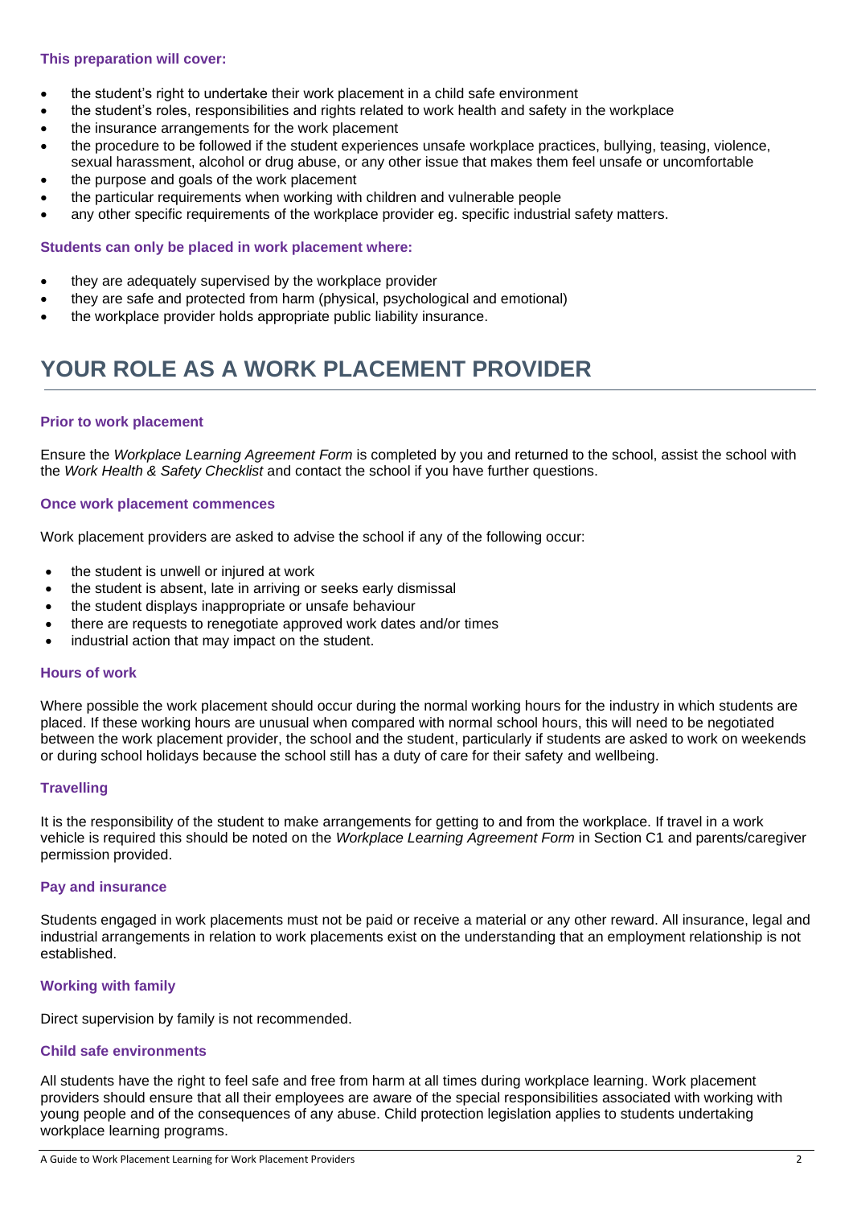### This preparation will cover:

- the student's right to undertake their work placement in a child safe environment
- the student's roles, responsibilities and rights related to work health and safety in the workplace
- the insurance arrangements for the work placement
- the procedure to be followed if the student experiences unsafe workplace practices, bullying, teasing, violence, sexual harassment, alcohol or drug abuse, or any other issue that makes them feel unsafe or uncomfortable
- the purpose and goals of the work placement
- the particular requirements when working with children and vulnerable people
- any other specific requirements of the workplace provider eg. specific industrial safety matters.

### Students can only be placed in work placement where:

- they are adequately supervised by the workplace provider
- they are safe and protected from harm (physical, psychological and emotional)
- the workplace provider holds appropriate public liability insurance.

# YOUR ROLE AS A WORK PLACEMENT PROVIDER

### Prior to work placement

Ensure the *Workplace Learning Agreement Form* is completed by you and returned to the school, assist the school with the *Work Health & Safety Checklist* and contact the school if you have further questions.

### Once work placement commences

Work placement providers are asked to advise the school if any of the following occur:

- the student is unwell or injured at work
- the student is absent, late in arriving or seeks early dismissal
- the student displays inappropriate or unsafe behaviour
- there are requests to renegotiate approved work dates and/or times
- industrial action that may impact on the student.

### Hours of work

Where possible the work placement should occur during the normal working hours for the industry in which students are placed. If these working hours are unusual when compared with normal school hours, this will need to be negotiated between the work placement provider, the school and the student, particularly if students are asked to work on weekends or during school holidays because the school still has a duty of care for their safety and wellbeing.

### Travelling

It is the responsibility of the student to make arrangements for getting to and from the workplace. If travel in a work vehicle is required this should be noted on the *Workplace Learning Agreement Form* in Section C1 and parents/caregiver permission provided.

### Pay and insurance

Students engaged in work placements must not be paid or receive a material or any other reward. All insurance, legal and industrial arrangements in relation to work placements exist on the understanding that an employment relationship is not established.

### Working with family

Direct supervision by family is not recommended.

### Child safe environments

All students have the right to feel safe and free from harm at all times during workplace learning. Work placement providers should ensure that all their employees are aware of the special responsibilities associated with working with young people and of the consequences of any abuse. Child protection legislation applies to students undertaking workplace learning programs.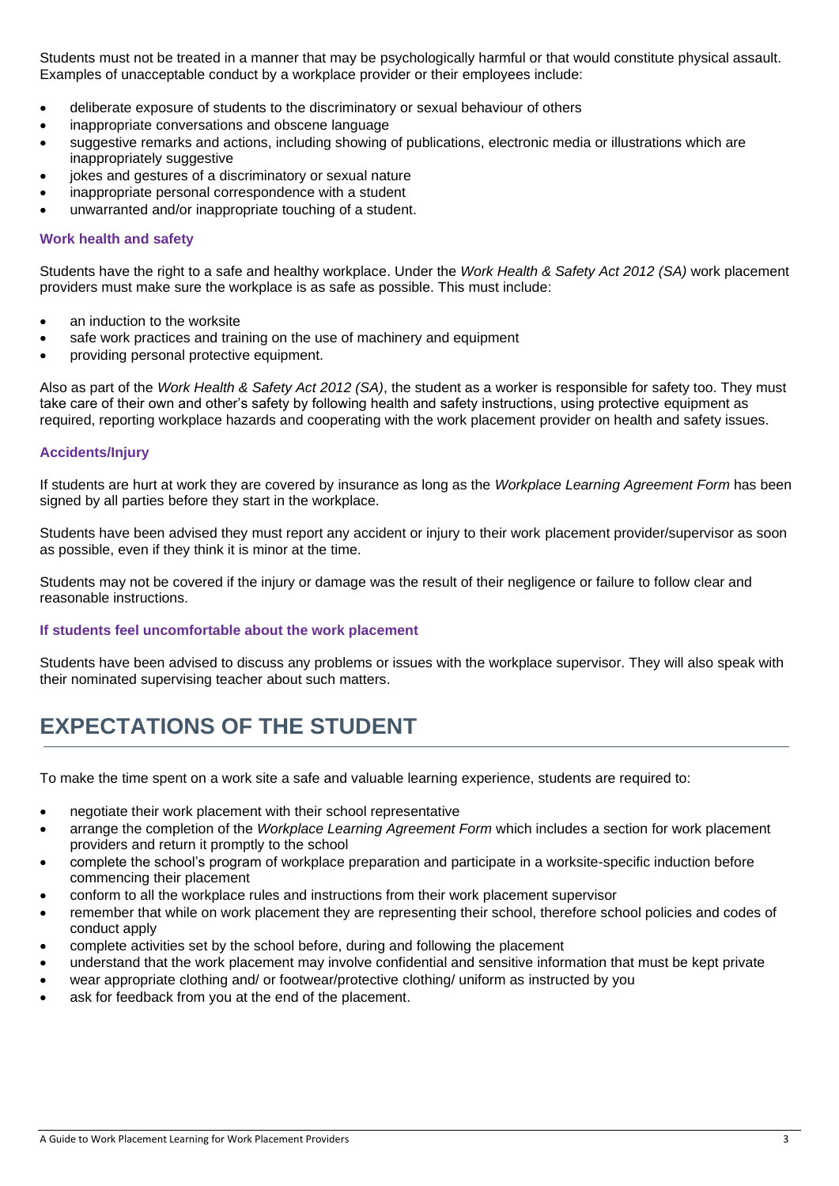Students must not be treated in a manner that may be psychologically harmful or that would constitute physical assault. Examples of unacceptable conduct by a workplace provider or their employees include:

- deliberate exposure of students to the discriminatory or sexual behaviour of others
- inappropriate conversations and obscene language
- suggestive remarks and actions, including showing of publications, electronic media or illustrations which are inappropriately suggestive
- jokes and gestures of a discriminatory or sexual nature
- inappropriate personal correspondence with a student
- unwarranted and/or inappropriate touching of a student.

### Work health and safety

Students have the right to a safe and healthy workplace. Under the *Work Health & Safety Act 2012 (SA)* work placement providers must make sure the workplace is as safe as possible. This must include:

- an induction to the worksite
- safe work practices and training on the use of machinery and equipment
- providing personal protective equipment.

Also as part of the *Work Health & Safety Act 2012 (SA)*, the student as a worker is responsible for safety too. They must take care of their own and other's safety by following health and safety instructions, using protective equipment as required, reporting workplace hazards and cooperating with the work placement provider on health and safety issues.

### Accidents/Injury

If students are hurt at work they are covered by insurance as long as the *Workplace Learning Agreement Form* has been signed by all parties before they start in the workplace.

Students have been advised they must report any accident or injury to their work placement provider/supervisor as soon as possible, even if they think it is minor at the time.

Students may not be covered if the injury or damage was the result of their negligence or failure to follow clear and reasonable instructions.

### If students feel uncomfortable about the work placement

Students have been advised to discuss any problems or issues with the workplace supervisor. They will also speak with their nominated supervising teacher about such matters.

## EXPECTATIONS OF THE STUDENT

To make the time spent on a work site a safe and valuable learning experience, students are required to:

- negotiate their work placement with their school representative
- arrange the completion of the *Workplace Learning Agreement Form* which includes a section for work placement providers and return it promptly to the school
- complete the school's program of workplace preparation and participate in a worksite-specific induction before commencing their placement
- conform to all the workplace rules and instructions from their work placement supervisor
- remember that while on work placement they are representing their school, therefore school policies and codes of conduct apply
- complete activities set by the school before, during and following the placement
- understand that the work placement may involve confidential and sensitive information that must be kept private
- wear appropriate clothing and/ or footwear/protective clothing/ uniform as instructed by you
- ask for feedback from you at the end of the placement.